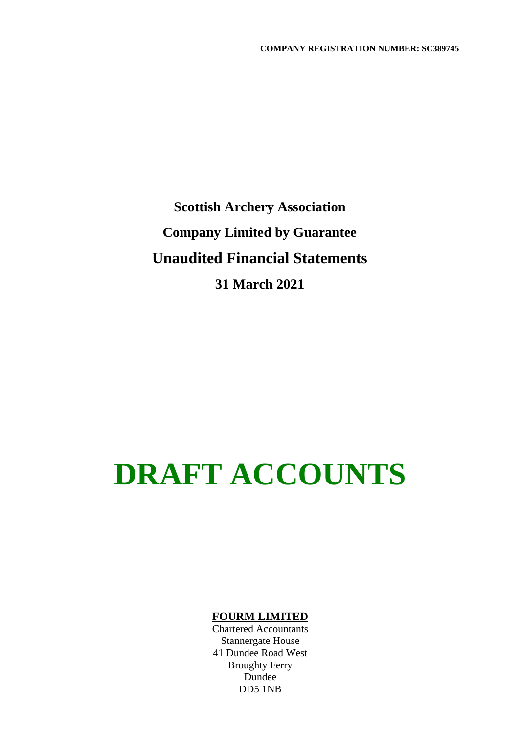**COMPANY REGISTRATION NUMBER: SC389745**

# Scottish Archery Association

## Company Limited by Guarantee

## Unaudited Financial Statements

## 31 March 2021

# DRAFT ACCOUNTS

**FOURM LIMITED**

Chartered Accountants
Stannergate House
41 Dundee Road West
Broughty Ferry
Dundee
DD5 1NB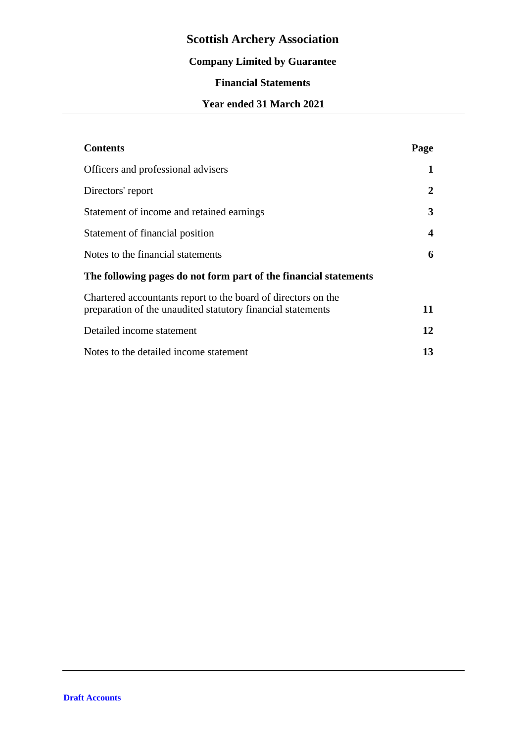# Scottish Archery Association

## Company Limited by Guarantee

## Financial Statements

## Year ended 31 March 2021

| **Contents** | **Page** |
|---|---|
| Officers and professional advisers | **1** |
| Directors' report | **2** |
| Statement of income and retained earnings | **3** |
| Statement of financial position | **4** |
| Notes to the financial statements | **6** |
| **The following pages do not form part of the financial statements** | |
| Chartered accountants report to the board of directors on the preparation of the unaudited statutory financial statements | **11** |
| Detailed income statement | **12** |
| Notes to the detailed income statement | **13** |

**Draft Accounts**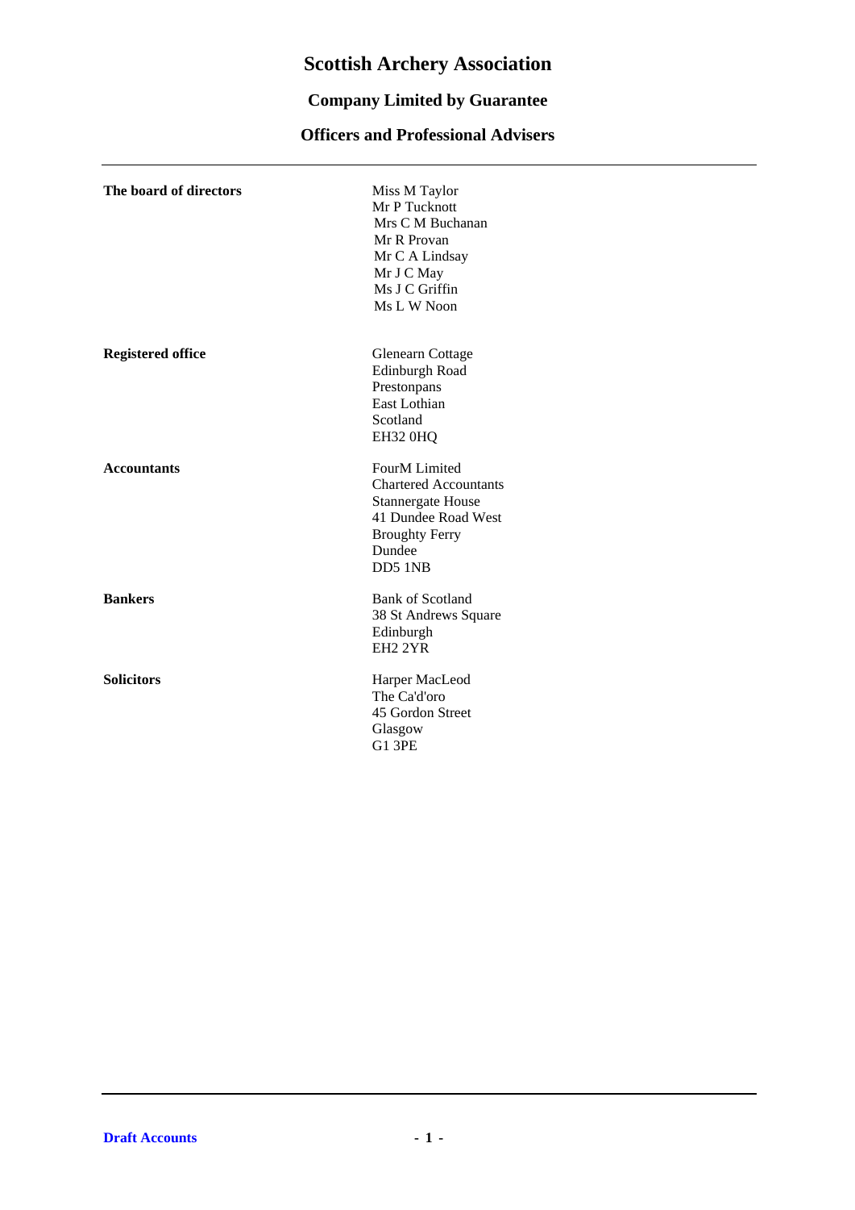# Scottish Archery Association

## Company Limited by Guarantee

## Officers and Professional Advisers

| | |
|---|---|
| **The board of directors** | Miss M Taylor<br>Mr P Tucknott<br>Mrs C M Buchanan<br>Mr R Provan<br>Mr C A Lindsay<br>Mr J C May<br>Ms J C Griffin<br>Ms L W Noon |
| **Registered office** | Glenearn Cottage<br>Edinburgh Road<br>Prestonpans<br>East Lothian<br>Scotland<br>EH32 0HQ |
| **Accountants** | FourM Limited<br>Chartered Accountants<br>Stannergate House<br>41 Dundee Road West<br>Broughty Ferry<br>Dundee<br>DD5 1NB |
| **Bankers** | Bank of Scotland<br>38 St Andrews Square<br>Edinburgh<br>EH2 2YR |
| **Solicitors** | Harper MacLeod<br>The Ca'd'oro<br>45 Gordon Street<br>Glasgow<br>G1 3PE |

**Draft Accounts**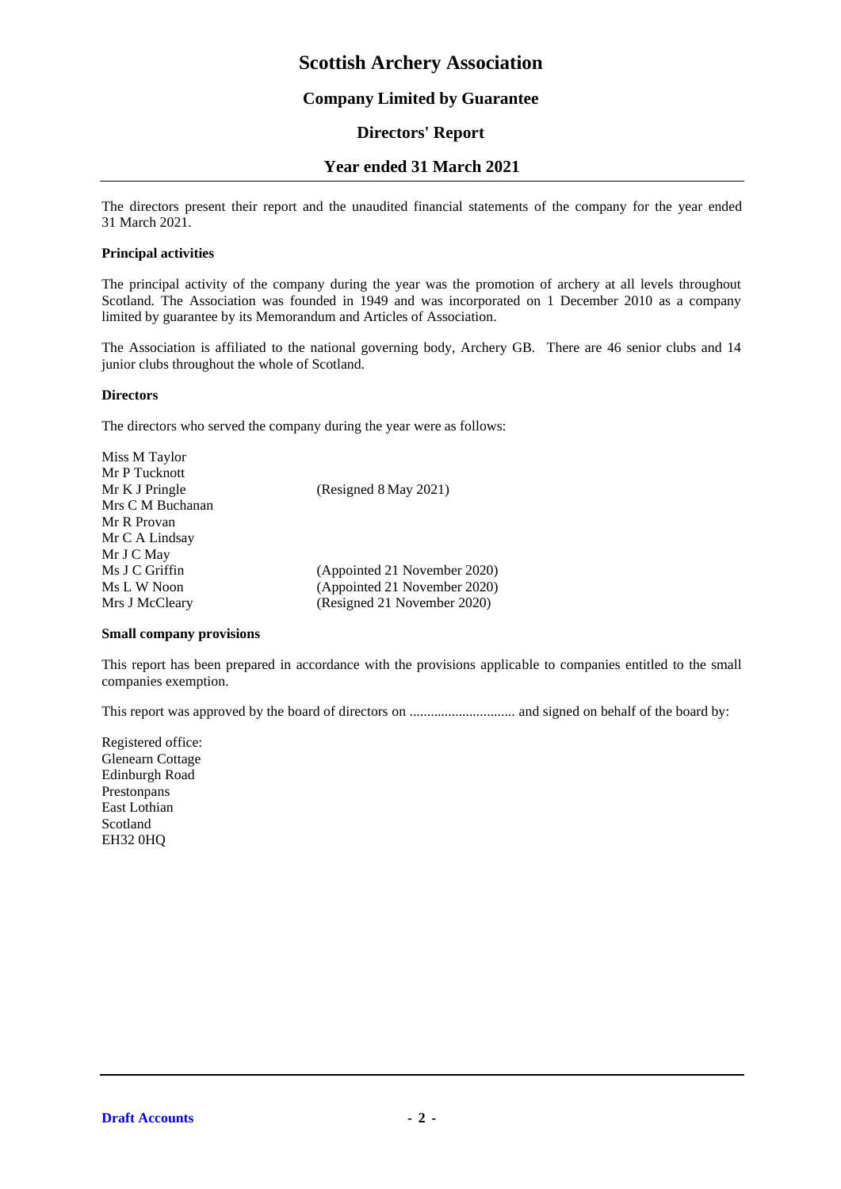# Scottish Archery Association

## Company Limited by Guarantee

## Directors' Report

## Year ended 31 March 2021

The directors present their report and the unaudited financial statements of the company for the year ended 31 March 2021.

**Principal activities**

The principal activity of the company during the year was the promotion of archery at all levels throughout Scotland. The Association was founded in 1949 and was incorporated on 1 December 2010 as a company limited by guarantee by its Memorandum and Articles of Association.

The Association is affiliated to the national governing body, Archery GB. There are 46 senior clubs and 14 junior clubs throughout the whole of Scotland.

**Directors**

The directors who served the company during the year were as follows:

| | |
|---|---|
| Miss M Taylor | |
| Mr P Tucknott | |
| Mr K J Pringle | (Resigned 8 May 2021) |
| Mrs C M Buchanan | |
| Mr R Provan | |
| Mr C A Lindsay | |
| Mr J C May | |
| Ms J C Griffin | (Appointed 21 November 2020) |
| Ms L W Noon | (Appointed 21 November 2020) |
| Mrs J McCleary | (Resigned 21 November 2020) |

**Small company provisions**

This report has been prepared in accordance with the provisions applicable to companies entitled to the small companies exemption.

This report was approved by the board of directors on ............................. and signed on behalf of the board by:

Registered office:
Glenearn Cottage
Edinburgh Road
Prestonpans
East Lothian
Scotland
EH32 0HQ

**Draft Accounts**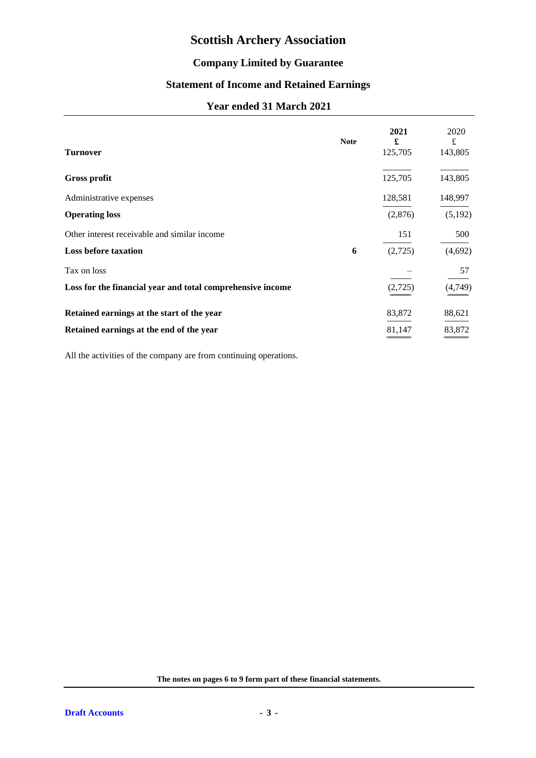# Scottish Archery Association

## Company Limited by Guarantee

## Statement of Income and Retained Earnings

## Year ended 31 March 2021

| | Note | 2021<br>£ | 2020<br>£ |
|---|---|---|---|
| **Turnover** | | 125,705 | 143,805 |
| **Gross profit** | | 125,705 | 143,805 |
| Administrative expenses | | 128,581 | 148,997 |
| **Operating loss** | | (2,876) | (5,192) |
| Other interest receivable and similar income | | 151 | 500 |
| **Loss before taxation** | **6** | (2,725) | (4,692) |
| Tax on loss | | – | 57 |
| **Loss for the financial year and total comprehensive income** | | (2,725) | (4,749) |
| **Retained earnings at the start of the year** | | 83,872 | 88,621 |
| **Retained earnings at the end of the year** | | 81,147 | 83,872 |

All the activities of the company are from continuing operations.

**The notes on pages 6 to 9 form part of these financial statements.**

**Draft Accounts**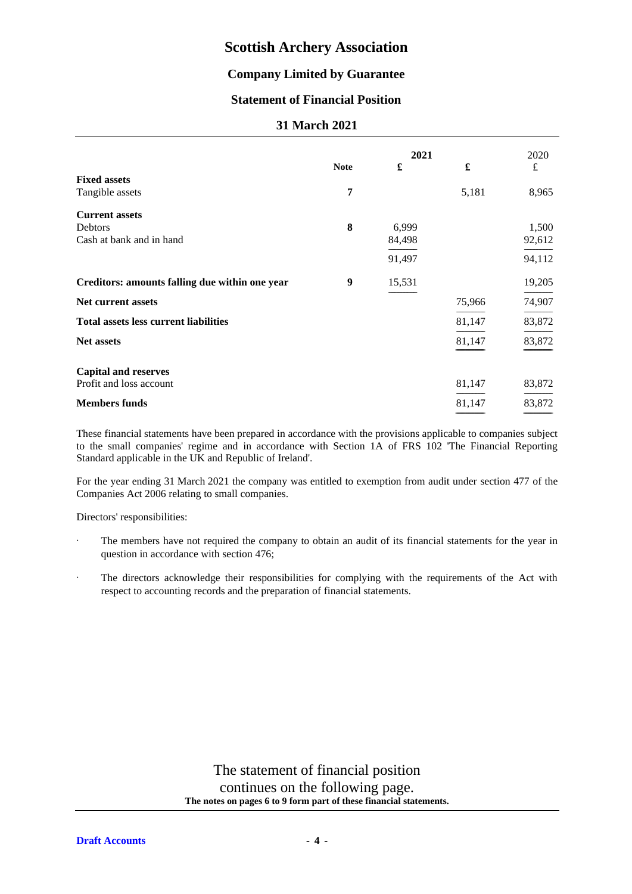# Scottish Archery Association

## Company Limited by Guarantee

## Statement of Financial Position

## 31 March 2021

| | Note | 2021 £ | 2021 £ | 2020 £ |
|---|---|---|---|---|
| **Fixed assets** | | | | |
| Tangible assets | 7 | | 5,181 | 8,965 |
| **Current assets** | | | | |
| Debtors | 8 | 6,999 | | 1,500 |
| Cash at bank and in hand | | 84,498 | | 92,612 |
| | | 91,497 | | 94,112 |
| **Creditors: amounts falling due within one year** | 9 | 15,531 | | 19,205 |
| **Net current assets** | | | 75,966 | 74,907 |
| **Total assets less current liabilities** | | | 81,147 | 83,872 |
| **Net assets** | | | 81,147 | 83,872 |
| **Capital and reserves** | | | | |
| Profit and loss account | | | 81,147 | 83,872 |
| **Members funds** | | | 81,147 | 83,872 |

These financial statements have been prepared in accordance with the provisions applicable to companies subject to the small companies' regime and in accordance with Section 1A of FRS 102 'The Financial Reporting Standard applicable in the UK and Republic of Ireland'.

For the year ending 31 March 2021 the company was entitled to exemption from audit under section 477 of the Companies Act 2006 relating to small companies.

Directors' responsibilities:

- The members have not required the company to obtain an audit of its financial statements for the year in question in accordance with section 476;
- The directors acknowledge their responsibilities for complying with the requirements of the Act with respect to accounting records and the preparation of financial statements.

The statement of financial position continues on the following page.

**The notes on pages 6 to 9 form part of these financial statements.**

**Draft Accounts**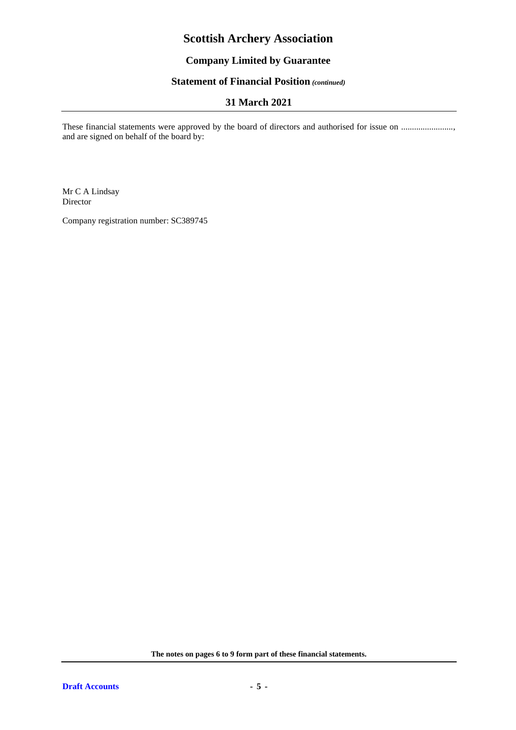# Scottish Archery Association

## Company Limited by Guarantee

### Statement of Financial Position *(continued)*

### 31 March 2021

These financial statements were approved by the board of directors and authorised for issue on ........................, and are signed on behalf of the board by:

Mr C A Lindsay
Director

Company registration number: SC389745

**The notes on pages 6 to 9 form part of these financial statements.**

**Draft Accounts**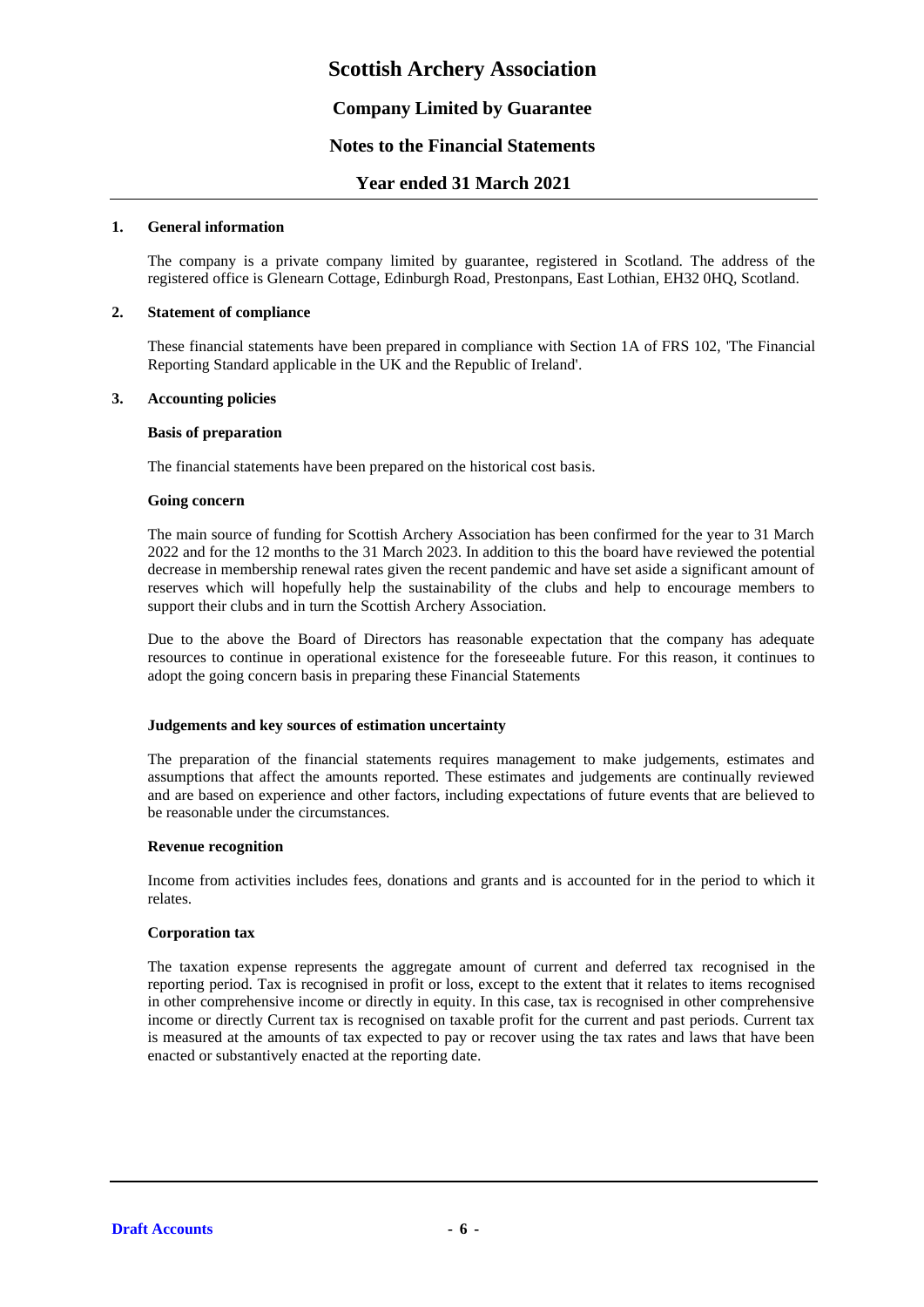# Scottish Archery Association

## Company Limited by Guarantee

## Notes to the Financial Statements

## Year ended 31 March 2021

**1. General information**

The company is a private company limited by guarantee, registered in Scotland. The address of the registered office is Glenearn Cottage, Edinburgh Road, Prestonpans, East Lothian, EH32 0HQ, Scotland.

**2. Statement of compliance**

These financial statements have been prepared in compliance with Section 1A of FRS 102, 'The Financial Reporting Standard applicable in the UK and the Republic of Ireland'.

**3. Accounting policies**

**Basis of preparation**

The financial statements have been prepared on the historical cost basis.

**Going concern**

The main source of funding for Scottish Archery Association has been confirmed for the year to 31 March 2022 and for the 12 months to the 31 March 2023. In addition to this the board have reviewed the potential decrease in membership renewal rates given the recent pandemic and have set aside a significant amount of reserves which will hopefully help the sustainability of the clubs and help to encourage members to support their clubs and in turn the Scottish Archery Association.

Due to the above the Board of Directors has reasonable expectation that the company has adequate resources to continue in operational existence for the foreseeable future. For this reason, it continues to adopt the going concern basis in preparing these Financial Statements

**Judgements and key sources of estimation uncertainty**

The preparation of the financial statements requires management to make judgements, estimates and assumptions that affect the amounts reported. These estimates and judgements are continually reviewed and are based on experience and other factors, including expectations of future events that are believed to be reasonable under the circumstances.

**Revenue recognition**

Income from activities includes fees, donations and grants and is accounted for in the period to which it relates.

**Corporation tax**

The taxation expense represents the aggregate amount of current and deferred tax recognised in the reporting period. Tax is recognised in profit or loss, except to the extent that it relates to items recognised in other comprehensive income or directly in equity. In this case, tax is recognised in other comprehensive income or directly Current tax is recognised on taxable profit for the current and past periods. Current tax is measured at the amounts of tax expected to pay or recover using the tax rates and laws that have been enacted or substantively enacted at the reporting date.

**Draft Accounts**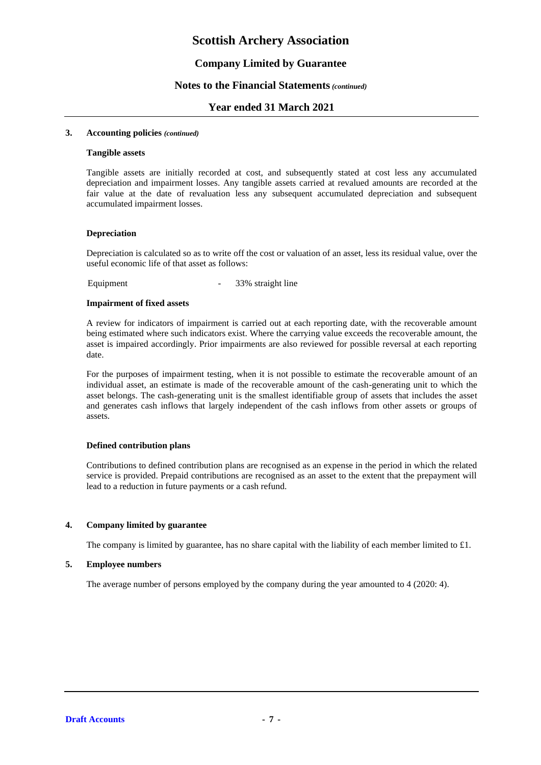### 3. Accounting policies *(continued)*

**Tangible assets**

Tangible assets are initially recorded at cost, and subsequently stated at cost less any accumulated depreciation and impairment losses. Any tangible assets carried at revalued amounts are recorded at the fair value at the date of revaluation less any subsequent accumulated depreciation and subsequent accumulated impairment losses.

**Depreciation**

Depreciation is calculated so as to write off the cost or valuation of an asset, less its residual value, over the useful economic life of that asset as follows:

| | | |
|---|---|---|
| Equipment | - | 33% straight line |

**Impairment of fixed assets**

A review for indicators of impairment is carried out at each reporting date, with the recoverable amount being estimated where such indicators exist. Where the carrying value exceeds the recoverable amount, the asset is impaired accordingly. Prior impairments are also reviewed for possible reversal at each reporting date.

For the purposes of impairment testing, when it is not possible to estimate the recoverable amount of an individual asset, an estimate is made of the recoverable amount of the cash-generating unit to which the asset belongs. The cash-generating unit is the smallest identifiable group of assets that includes the asset and generates cash inflows that largely independent of the cash inflows from other assets or groups of assets.

**Defined contribution plans**

Contributions to defined contribution plans are recognised as an expense in the period in which the related service is provided. Prepaid contributions are recognised as an asset to the extent that the prepayment will lead to a reduction in future payments or a cash refund.

### 4. Company limited by guarantee

The company is limited by guarantee, has no share capital with the liability of each member limited to £1.

### 5. Employee numbers

The average number of persons employed by the company during the year amounted to 4 (2020: 4).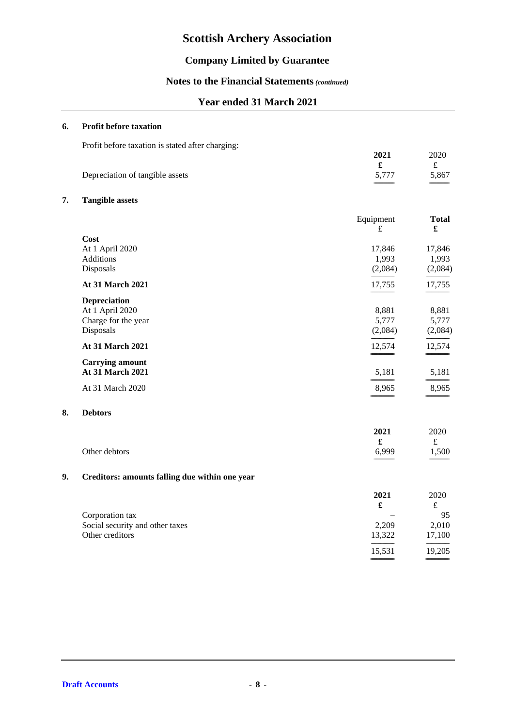# Scottish Archery Association

## Company Limited by Guarantee

## Notes to the Financial Statements *(continued)*

## Year ended 31 March 2021

### 6. Profit before taxation

Profit before taxation is stated after charging:

| | 2021 | 2020 |
|---|---|---|
| | £ | £ |
| Depreciation of tangible assets | 5,777 | 5,867 |

### 7. Tangible assets

| | Equipment | Total |
|---|---|---|
| | £ | £ |
| **Cost** | | |
| At 1 April 2020 | 17,846 | 17,846 |
| Additions | 1,993 | 1,993 |
| Disposals | (2,084) | (2,084) |
| **At 31 March 2021** | 17,755 | 17,755 |
| **Depreciation** | | |
| At 1 April 2020 | 8,881 | 8,881 |
| Charge for the year | 5,777 | 5,777 |
| Disposals | (2,084) | (2,084) |
| **At 31 March 2021** | 12,574 | 12,574 |
| **Carrying amount** | | |
| **At 31 March 2021** | 5,181 | 5,181 |
| At 31 March 2020 | 8,965 | 8,965 |

### 8. Debtors

| | 2021 | 2020 |
|---|---|---|
| | £ | £ |
| Other debtors | 6,999 | 1,500 |

### 9. Creditors: amounts falling due within one year

| | 2021 | 2020 |
|---|---|---|
| | £ | £ |
| Corporation tax | – | 95 |
| Social security and other taxes | 2,209 | 2,010 |
| Other creditors | 13,322 | 17,100 |
| | 15,531 | 19,205 |

**Draft Accounts**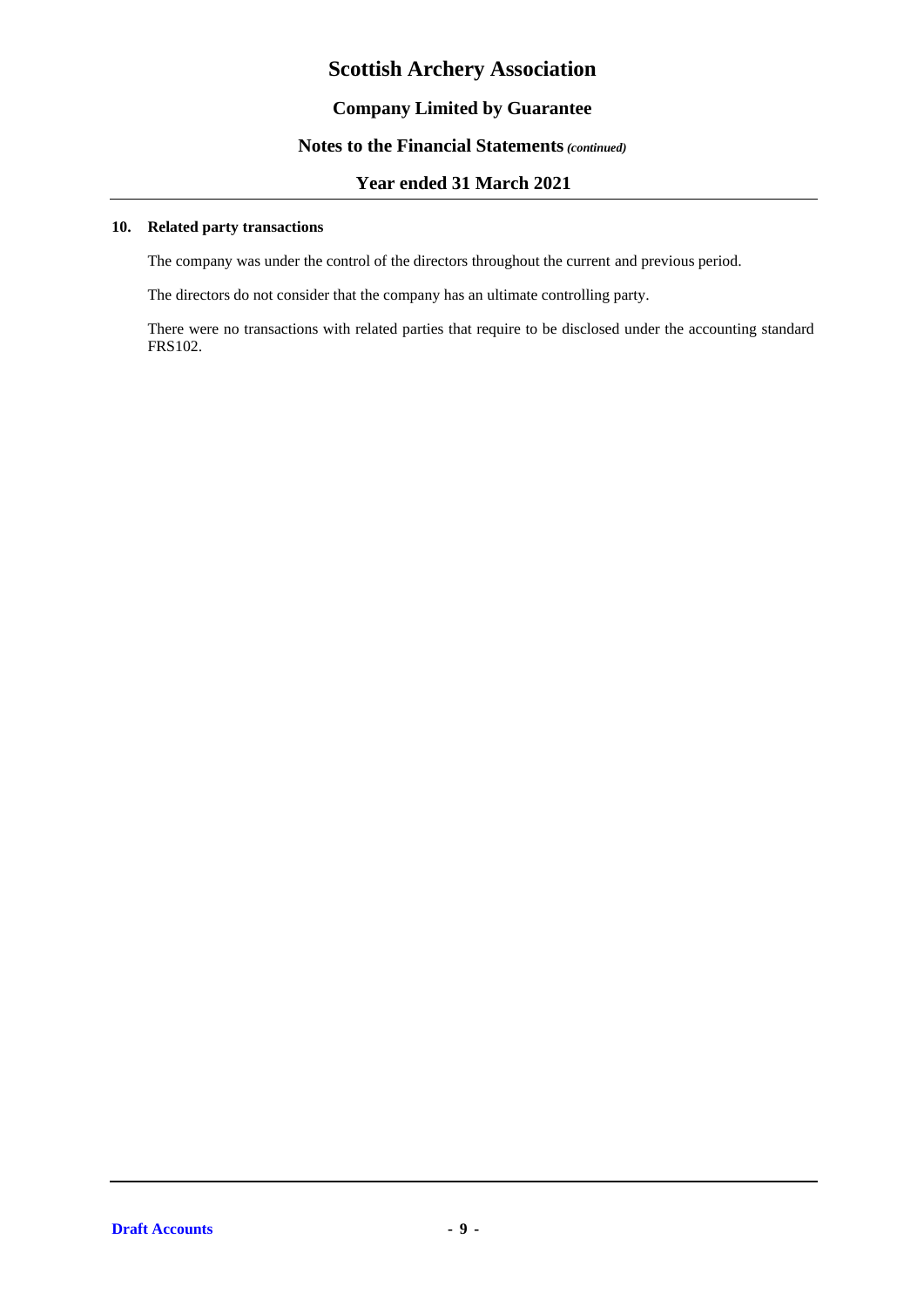### 10. Related party transactions

The company was under the control of the directors throughout the current and previous period.

The directors do not consider that the company has an ultimate controlling party.

There were no transactions with related parties that require to be disclosed under the accounting standard FRS102.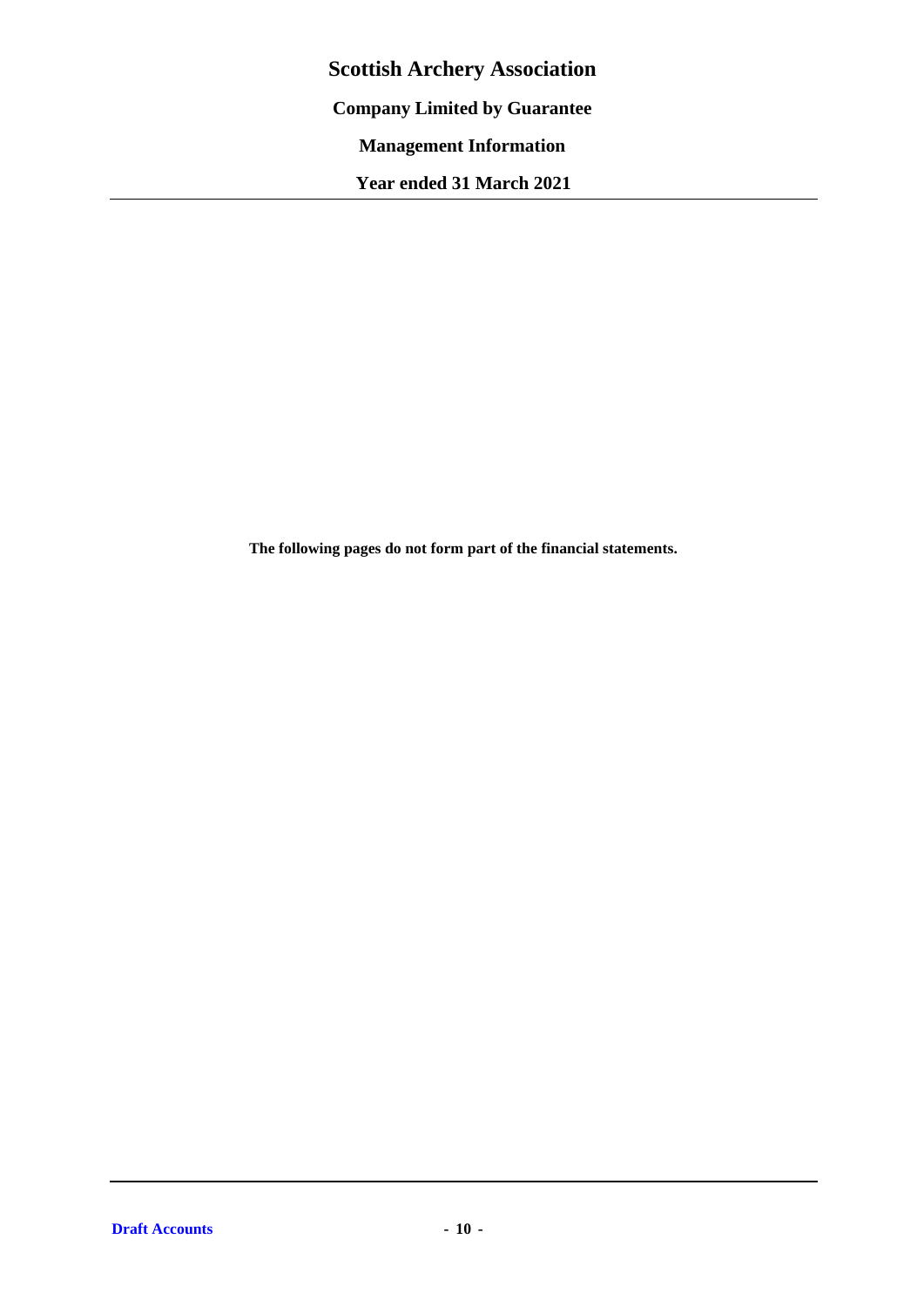# Scottish Archery Association

**Company Limited by Guarantee**

**Management Information**

**Year ended 31 March 2021**

**The following pages do not form part of the financial statements.**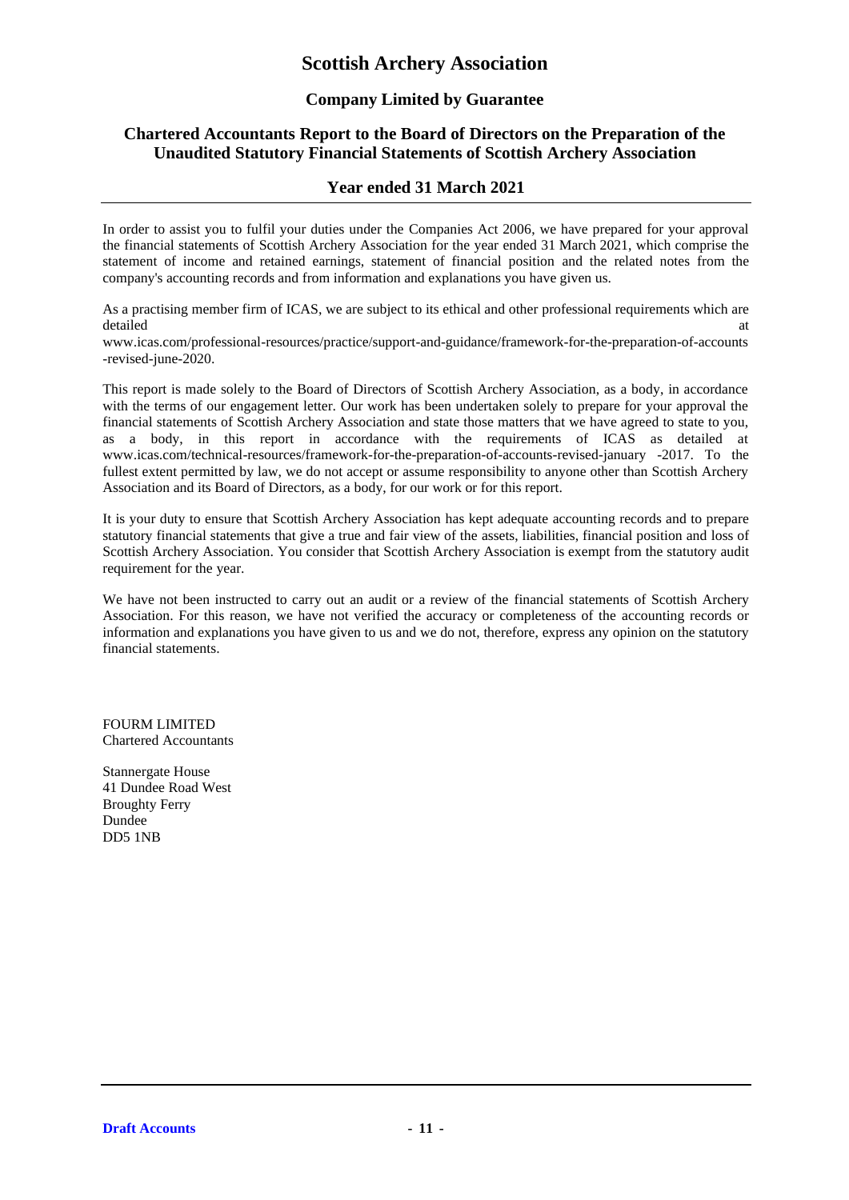# Scottish Archery Association

## Company Limited by Guarantee

## Chartered Accountants Report to the Board of Directors on the Preparation of the Unaudited Statutory Financial Statements of Scottish Archery Association

## Year ended 31 March 2021

In order to assist you to fulfil your duties under the Companies Act 2006, we have prepared for your approval the financial statements of Scottish Archery Association for the year ended 31 March 2021, which comprise the statement of income and retained earnings, statement of financial position and the related notes from the company's accounting records and from information and explanations you have given us.

As a practising member firm of ICAS, we are subject to its ethical and other professional requirements which are detailed at www.icas.com/professional-resources/practice/support-and-guidance/framework-for-the-preparation-of-accounts-revised-june-2020.

This report is made solely to the Board of Directors of Scottish Archery Association, as a body, in accordance with the terms of our engagement letter. Our work has been undertaken solely to prepare for your approval the financial statements of Scottish Archery Association and state those matters that we have agreed to state to you, as a body, in this report in accordance with the requirements of ICAS as detailed at www.icas.com/technical-resources/framework-for-the-preparation-of-accounts-revised-january -2017. To the fullest extent permitted by law, we do not accept or assume responsibility to anyone other than Scottish Archery Association and its Board of Directors, as a body, for our work or for this report.

It is your duty to ensure that Scottish Archery Association has kept adequate accounting records and to prepare statutory financial statements that give a true and fair view of the assets, liabilities, financial position and loss of Scottish Archery Association. You consider that Scottish Archery Association is exempt from the statutory audit requirement for the year.

We have not been instructed to carry out an audit or a review of the financial statements of Scottish Archery Association. For this reason, we have not verified the accuracy or completeness of the accounting records or information and explanations you have given to us and we do not, therefore, express any opinion on the statutory financial statements.

FOURM LIMITED
Chartered Accountants

Stannergate House
41 Dundee Road West
Broughty Ferry
Dundee
DD5 1NB

**Draft Accounts**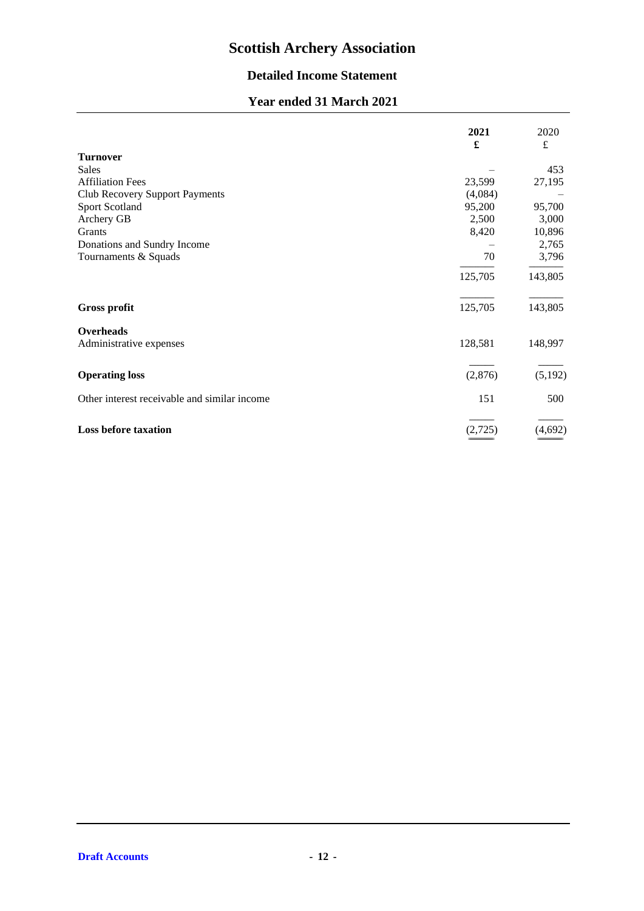# Scottish Archery Association

## Detailed Income Statement

## Year ended 31 March 2021

| | 2021 £ | 2020 £ |
|---|---|---|
| **Turnover** | | |
| Sales | – | 453 |
| Affiliation Fees | 23,599 | 27,195 |
| Club Recovery Support Payments | (4,084) | – |
| Sport Scotland | 95,200 | 95,700 |
| Archery GB | 2,500 | 3,000 |
| Grants | 8,420 | 10,896 |
| Donations and Sundry Income | – | 2,765 |
| Tournaments & Squads | 70 | 3,796 |
| | 125,705 | 143,805 |
| **Gross profit** | 125,705 | 143,805 |
| **Overheads** | | |
| Administrative expenses | 128,581 | 148,997 |
| **Operating loss** | (2,876) | (5,192) |
| Other interest receivable and similar income | 151 | 500 |
| **Loss before taxation** | (2,725) | (4,692) |

**Draft Accounts**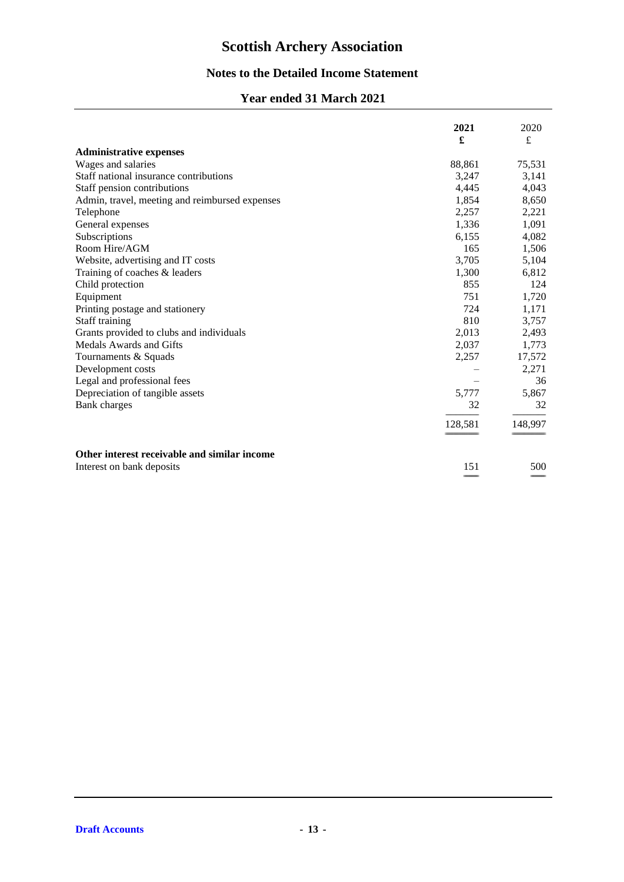# Scottish Archery Association

## Notes to the Detailed Income Statement

## Year ended 31 March 2021

| | 2021 | 2020 |
|---|---|---|
| | £ | £ |
| **Administrative expenses** | | |
| Wages and salaries | 88,861 | 75,531 |
| Staff national insurance contributions | 3,247 | 3,141 |
| Staff pension contributions | 4,445 | 4,043 |
| Admin, travel, meeting and reimbursed expenses | 1,854 | 8,650 |
| Telephone | 2,257 | 2,221 |
| General expenses | 1,336 | 1,091 |
| Subscriptions | 6,155 | 4,082 |
| Room Hire/AGM | 165 | 1,506 |
| Website, advertising and IT costs | 3,705 | 5,104 |
| Training of coaches & leaders | 1,300 | 6,812 |
| Child protection | 855 | 124 |
| Equipment | 751 | 1,720 |
| Printing postage and stationery | 724 | 1,171 |
| Staff training | 810 | 3,757 |
| Grants provided to clubs and individuals | 2,013 | 2,493 |
| Medals Awards and Gifts | 2,037 | 1,773 |
| Tournaments & Squads | 2,257 | 17,572 |
| Development costs | – | 2,271 |
| Legal and professional fees | – | 36 |
| Depreciation of tangible assets | 5,777 | 5,867 |
| Bank charges | 32 | 32 |
| | 128,581 | 148,997 |
| | | |
| **Other interest receivable and similar income** | | |
| Interest on bank deposits | 151 | 500 |

**Draft Accounts**